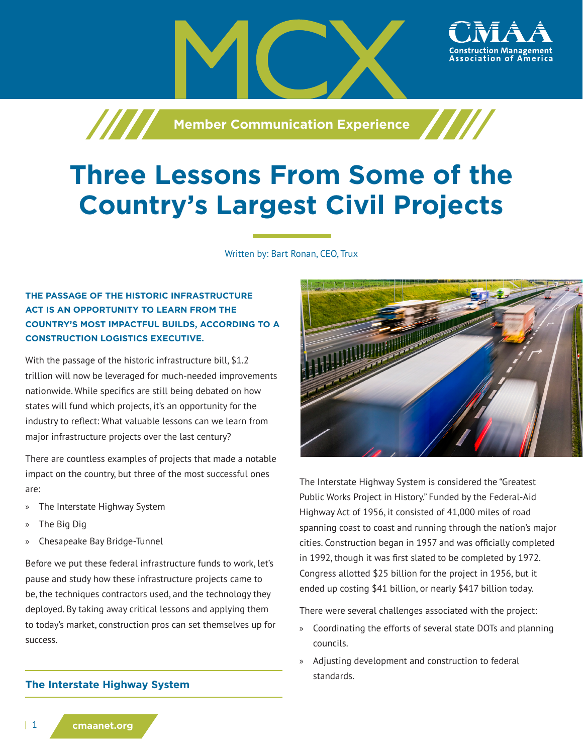MCX

Member Communication Experience

# Three Lessons From Some of the Country's Largest Civil Projects

Written by: Bart Ronan, CEO, Trux

**THE PASSAGE OF THE HISTORIC INFRASTRUCTURE ACT IS AN OPPORTUNITY TO LEARN FROM THE COUNTRY'S MOST IMPACTFUL BUILDS, ACCORDING TO A CONSTRUCTION LOGISTICS EXECUTIVE.**

With the passage of the historic infrastructure bill, $1.2 trillion will now be leveraged for much-needed improvements nationwide. While specifics are still being debated on how states will fund which projects, it's an opportunity for the industry to reflect: What valuable lessons can we learn from major infrastructure projects over the last century?

There are countless examples of projects that made a notable impact on the country, but three of the most successful ones are:

- The Interstate Highway System
- The Big Dig
- Chesapeake Bay Bridge-Tunnel

Before we put these federal infrastructure funds to work, let's pause and study how these infrastructure projects came to be, the techniques contractors used, and the technology they deployed. By taking away critical lessons and applying them to today's market, construction pros can set themselves up for success.

## The Interstate Highway System

The Interstate Highway System is considered the "Greatest Public Works Project in History." Funded by the Federal-Aid Highway Act of 1956, it consisted of 41,000 miles of road spanning coast to coast and running through the nation's major cities. Construction began in 1957 and was officially completed in 1992, though it was first slated to be completed by 1972. Congress allotted $25 billion for the project in 1956, but it ended up costing $41 billion, or nearly $417 billion today.

There were several challenges associated with the project:

- Coordinating the efforts of several state DOTs and planning councils.
- Adjusting development and construction to federal standards.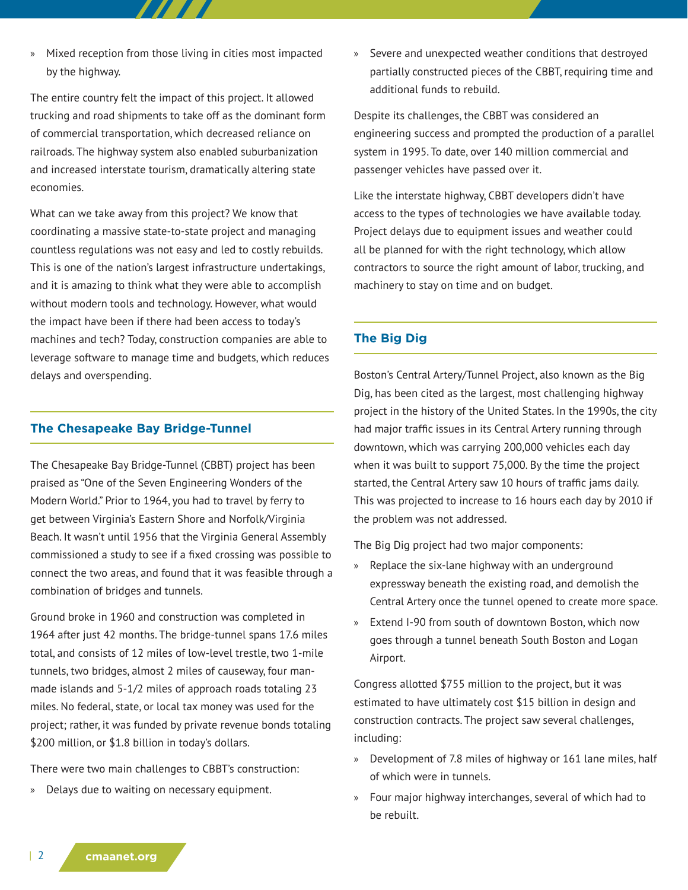- Mixed reception from those living in cities most impacted by the highway.

The entire country felt the impact of this project. It allowed trucking and road shipments to take off as the dominant form of commercial transportation, which decreased reliance on railroads. The highway system also enabled suburbanization and increased interstate tourism, dramatically altering state economies.

What can we take away from this project? We know that coordinating a massive state-to-state project and managing countless regulations was not easy and led to costly rebuilds. This is one of the nation's largest infrastructure undertakings, and it is amazing to think what they were able to accomplish without modern tools and technology. However, what would the impact have been if there had been access to today's machines and tech? Today, construction companies are able to leverage software to manage time and budgets, which reduces delays and overspending.

## The Chesapeake Bay Bridge-Tunnel

The Chesapeake Bay Bridge-Tunnel (CBBT) project has been praised as "One of the Seven Engineering Wonders of the Modern World." Prior to 1964, you had to travel by ferry to get between Virginia's Eastern Shore and Norfolk/Virginia Beach. It wasn't until 1956 that the Virginia General Assembly commissioned a study to see if a fixed crossing was possible to connect the two areas, and found that it was feasible through a combination of bridges and tunnels.

Ground broke in 1960 and construction was completed in 1964 after just 42 months. The bridge-tunnel spans 17.6 miles total, and consists of 12 miles of low-level trestle, two 1-mile tunnels, two bridges, almost 2 miles of causeway, four man-made islands and 5-1/2 miles of approach roads totaling 23 miles. No federal, state, or local tax money was used for the project; rather, it was funded by private revenue bonds totaling $200 million, or $1.8 billion in today's dollars.

There were two main challenges to CBBT's construction:

- Delays due to waiting on necessary equipment.
- Severe and unexpected weather conditions that destroyed partially constructed pieces of the CBBT, requiring time and additional funds to rebuild.

Despite its challenges, the CBBT was considered an engineering success and prompted the production of a parallel system in 1995. To date, over 140 million commercial and passenger vehicles have passed over it.

Like the interstate highway, CBBT developers didn't have access to the types of technologies we have available today. Project delays due to equipment issues and weather could all be planned for with the right technology, which allow contractors to source the right amount of labor, trucking, and machinery to stay on time and on budget.

## The Big Dig

Boston's Central Artery/Tunnel Project, also known as the Big Dig, has been cited as the largest, most challenging highway project in the history of the United States. In the 1990s, the city had major traffic issues in its Central Artery running through downtown, which was carrying 200,000 vehicles each day when it was built to support 75,000. By the time the project started, the Central Artery saw 10 hours of traffic jams daily. This was projected to increase to 16 hours each day by 2010 if the problem was not addressed.

The Big Dig project had two major components:

- Replace the six-lane highway with an underground expressway beneath the existing road, and demolish the Central Artery once the tunnel opened to create more space.
- Extend I-90 from south of downtown Boston, which now goes through a tunnel beneath South Boston and Logan Airport.

Congress allotted $755 million to the project, but it was estimated to have ultimately cost $15 billion in design and construction contracts. The project saw several challenges, including:

- Development of 7.8 miles of highway or 161 lane miles, half of which were in tunnels.
- Four major highway interchanges, several of which had to be rebuilt.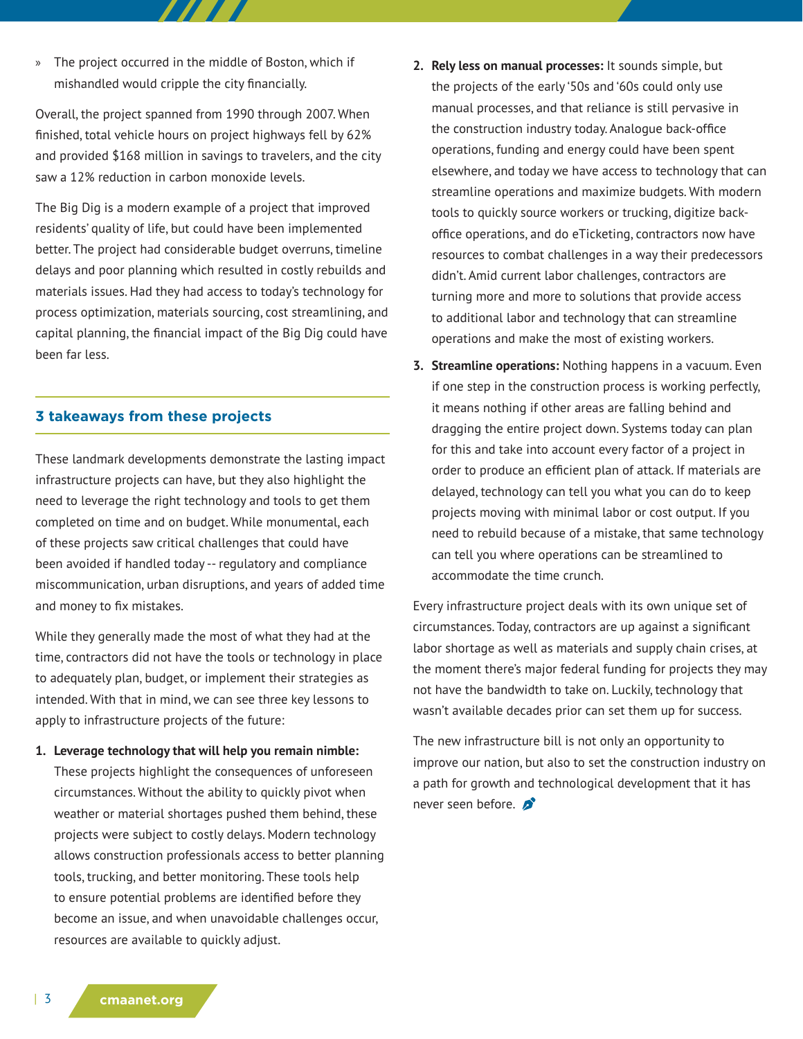- The project occurred in the middle of Boston, which if mishandled would cripple the city financially.

Overall, the project spanned from 1990 through 2007. When finished, total vehicle hours on project highways fell by 62% and provided $168 million in savings to travelers, and the city saw a 12% reduction in carbon monoxide levels.

The Big Dig is a modern example of a project that improved residents' quality of life, but could have been implemented better. The project had considerable budget overruns, timeline delays and poor planning which resulted in costly rebuilds and materials issues. Had they had access to today's technology for process optimization, materials sourcing, cost streamlining, and capital planning, the financial impact of the Big Dig could have been far less.

## 3 takeaways from these projects

These landmark developments demonstrate the lasting impact infrastructure projects can have, but they also highlight the need to leverage the right technology and tools to get them completed on time and on budget. While monumental, each of these projects saw critical challenges that could have been avoided if handled today -- regulatory and compliance miscommunication, urban disruptions, and years of added time and money to fix mistakes.

While they generally made the most of what they had at the time, contractors did not have the tools or technology in place to adequately plan, budget, or implement their strategies as intended. With that in mind, we can see three key lessons to apply to infrastructure projects of the future:

1. **Leverage technology that will help you remain nimble:** These projects highlight the consequences of unforeseen circumstances. Without the ability to quickly pivot when weather or material shortages pushed them behind, these projects were subject to costly delays. Modern technology allows construction professionals access to better planning tools, trucking, and better monitoring. These tools help to ensure potential problems are identified before they become an issue, and when unavoidable challenges occur, resources are available to quickly adjust.
2. **Rely less on manual processes:** It sounds simple, but the projects of the early '50s and '60s could only use manual processes, and that reliance is still pervasive in the construction industry today. Analogue back-office operations, funding and energy could have been spent elsewhere, and today we have access to technology that can streamline operations and maximize budgets. With modern tools to quickly source workers or trucking, digitize back-office operations, and do eTicketing, contractors now have resources to combat challenges in a way their predecessors didn't. Amid current labor challenges, contractors are turning more and more to solutions that provide access to additional labor and technology that can streamline operations and make the most of existing workers.
3. **Streamline operations:** Nothing happens in a vacuum. Even if one step in the construction process is working perfectly, it means nothing if other areas are falling behind and dragging the entire project down. Systems today can plan for this and take into account every factor of a project in order to produce an efficient plan of attack. If materials are delayed, technology can tell you what you can do to keep projects moving with minimal labor or cost output. If you need to rebuild because of a mistake, that same technology can tell you where operations can be streamlined to accommodate the time crunch.

Every infrastructure project deals with its own unique set of circumstances. Today, contractors are up against a significant labor shortage as well as materials and supply chain crises, at the moment there's major federal funding for projects they may not have the bandwidth to take on. Luckily, technology that wasn't available decades prior can set them up for success.

The new infrastructure bill is not only an opportunity to improve our nation, but also to set the construction industry on a path for growth and technological development that it has never seen before.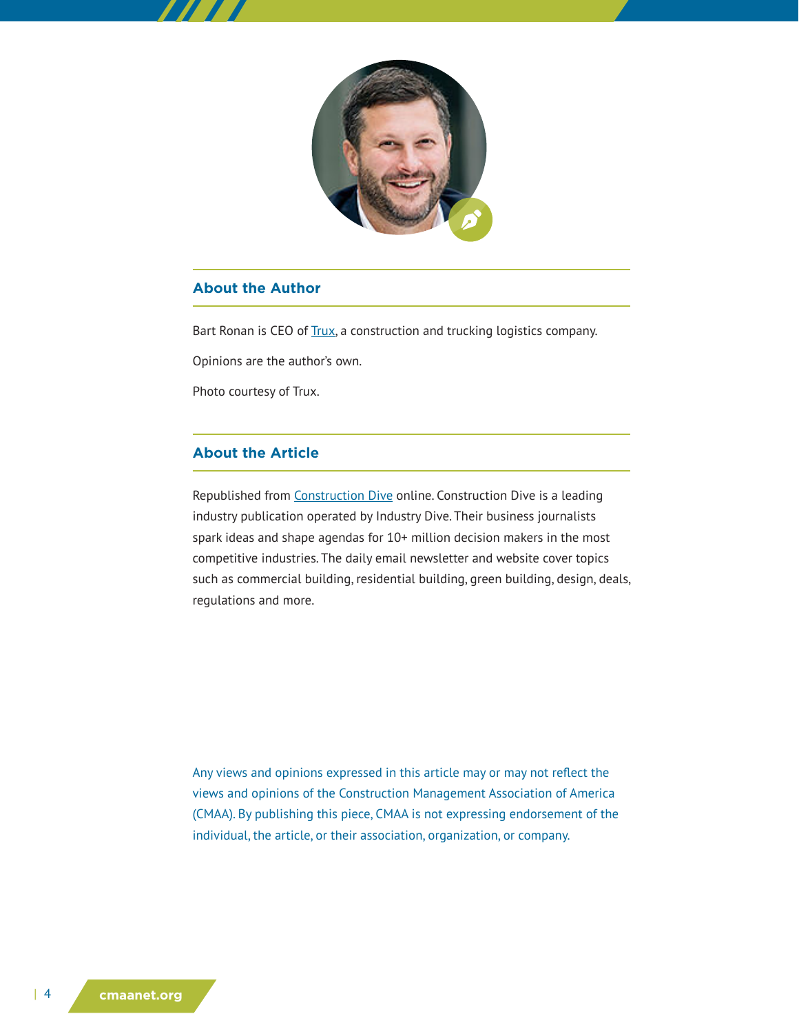## About the Author

Bart Ronan is CEO of Trux, a construction and trucking logistics company.

Opinions are the author's own.

Photo courtesy of Trux.

## About the Article

Republished from Construction Dive online. Construction Dive is a leading industry publication operated by Industry Dive. Their business journalists spark ideas and shape agendas for 10+ million decision makers in the most competitive industries. The daily email newsletter and website cover topics such as commercial building, residential building, green building, design, deals, regulations and more.

Any views and opinions expressed in this article may or may not reflect the views and opinions of the Construction Management Association of America (CMAA). By publishing this piece, CMAA is not expressing endorsement of the individual, the article, or their association, organization, or company.